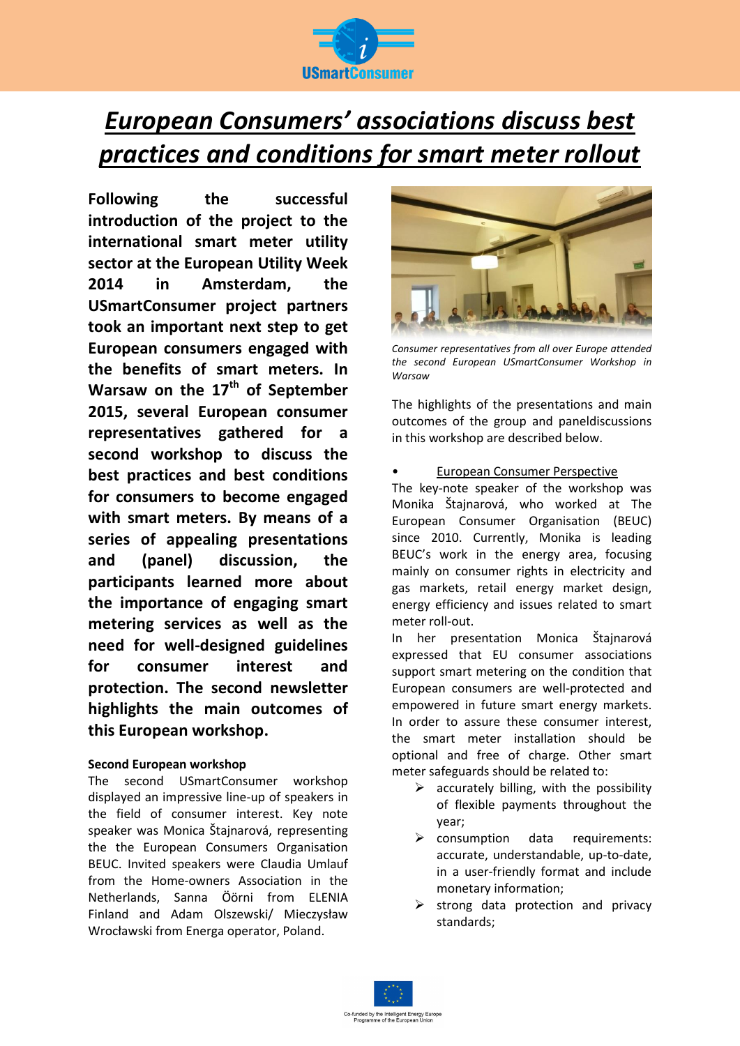# European Consumers' associations discuss best practices and conditions for smart meter rollout

**Following the successful introduction of the project to the international smart meter utility sector at the European Utility Week 2014 in Amsterdam, the USmartConsumer project partners took an important next step to get European consumers engaged with the benefits of smart meters. In Warsaw on the 17th of September 2015, several European consumer representatives gathered for a second workshop to discuss the best practices and best conditions for consumers to become engaged with smart meters. By means of a series of appealing presentations and (panel) discussion, the participants learned more about the importance of engaging smart metering services as well as the need for well-designed guidelines for consumer interest and protection. The second newsletter highlights the main outcomes of this European workshop.**

**Second European workshop**

The second USmartConsumer workshop displayed an impressive line-up of speakers in the field of consumer interest. Key note speaker was Monica Štajnarová, representing the the European Consumers Organisation BEUC. Invited speakers were Claudia Umlauf from the Home-owners Association in the Netherlands, Sanna Öörni from ELENIA Finland and Adam Olszewski/ Mieczysław Wrocławski from Energa operator, Poland.

*Consumer representatives from all over Europe attended the second European USmartConsumer Workshop in Warsaw*

The highlights of the presentations and main outcomes of the group and paneldiscussions in this workshop are described below.

- <u>European Consumer Perspective</u>

The key-note speaker of the workshop was Monika Štajnarová, who worked at The European Consumer Organisation (BEUC) since 2010. Currently, Monika is leading BEUC's work in the energy area, focusing mainly on consumer rights in electricity and gas markets, retail energy market design, energy efficiency and issues related to smart meter roll-out.

In her presentation Monica Štajnarová expressed that EU consumer associations support smart metering on the condition that European consumers are well-protected and empowered in future smart energy markets. In order to assure these consumer interest, the smart meter installation should be optional and free of charge. Other smart meter safeguards should be related to:

- accurately billing, with the possibility of flexible payments throughout the year;
- consumption data requirements: accurate, understandable, up-to-date, in a user-friendly format and include monetary information;
- strong data protection and privacy standards;

Co-funded by the Intelligent Energy Europe Programme of the European Union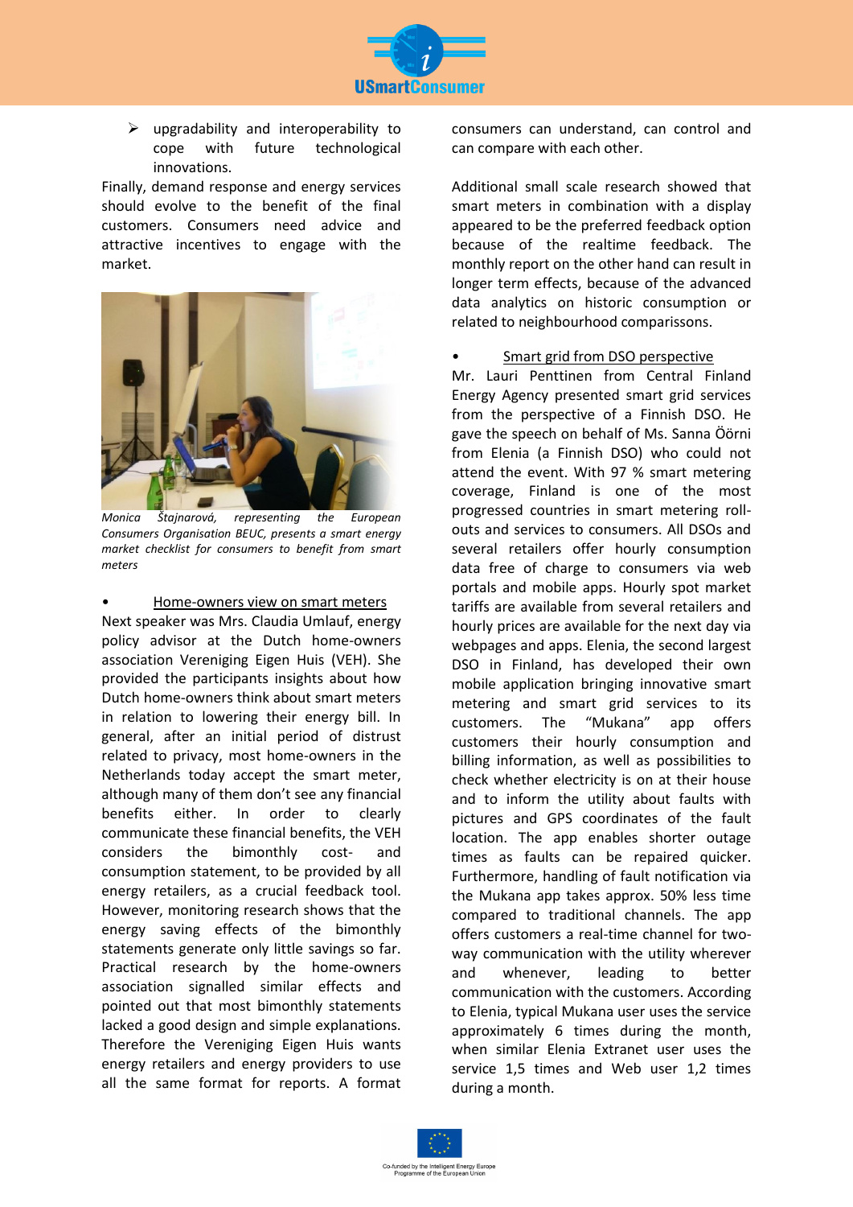- upgradability and interoperability to cope with future technological innovations.

Finally, demand response and energy services should evolve to the benefit of the final customers. Consumers need advice and attractive incentives to engage with the market.

*Monica Štajnarová, representing the European Consumers Organisation BEUC, presents a smart energy market checklist for consumers to benefit from smart meters*

- <u>Home-owners view on smart meters</u>

Next speaker was Mrs. Claudia Umlauf, energy policy advisor at the Dutch home-owners association Vereniging Eigen Huis (VEH). She provided the participants insights about how Dutch home-owners think about smart meters in relation to lowering their energy bill. In general, after an initial period of distrust related to privacy, most home-owners in the Netherlands today accept the smart meter, although many of them don't see any financial benefits either. In order to clearly communicate these financial benefits, the VEH considers the bimonthly cost- and consumption statement, to be provided by all energy retailers, as a crucial feedback tool. However, monitoring research shows that the energy saving effects of the bimonthly statements generate only little savings so far. Practical research by the home-owners association signalled similar effects and pointed out that most bimonthly statements lacked a good design and simple explanations. Therefore the Vereniging Eigen Huis wants energy retailers and energy providers to use all the same format for reports. A format consumers can understand, can control and can compare with each other.

Additional small scale research showed that smart meters in combination with a display appeared to be the preferred feedback option because of the realtime feedback. The monthly report on the other hand can result in longer term effects, because of the advanced data analytics on historic consumption or related to neighbourhood comparissons.

- <u>Smart grid from DSO perspective</u>

Mr. Lauri Penttinen from Central Finland Energy Agency presented smart grid services from the perspective of a Finnish DSO. He gave the speech on behalf of Ms. Sanna Öörni from Elenia (a Finnish DSO) who could not attend the event. With 97 % smart metering coverage, Finland is one of the most progressed countries in smart metering roll-outs and services to consumers. All DSOs and several retailers offer hourly consumption data free of charge to consumers via web portals and mobile apps. Hourly spot market tariffs are available from several retailers and hourly prices are available for the next day via webpages and apps. Elenia, the second largest DSO in Finland, has developed their own mobile application bringing innovative smart metering and smart grid services to its customers. The "Mukana" app offers customers their hourly consumption and billing information, as well as possibilities to check whether electricity is on at their house and to inform the utility about faults with pictures and GPS coordinates of the fault location. The app enables shorter outage times as faults can be repaired quicker. Furthermore, handling of fault notification via the Mukana app takes approx. 50% less time compared to traditional channels. The app offers customers a real-time channel for two-way communication with the utility wherever and whenever, leading to better communication with the customers. According to Elenia, typical Mukana user uses the service approximately 6 times during the month, when similar Elenia Extranet user uses the service 1,5 times and Web user 1,2 times during a month.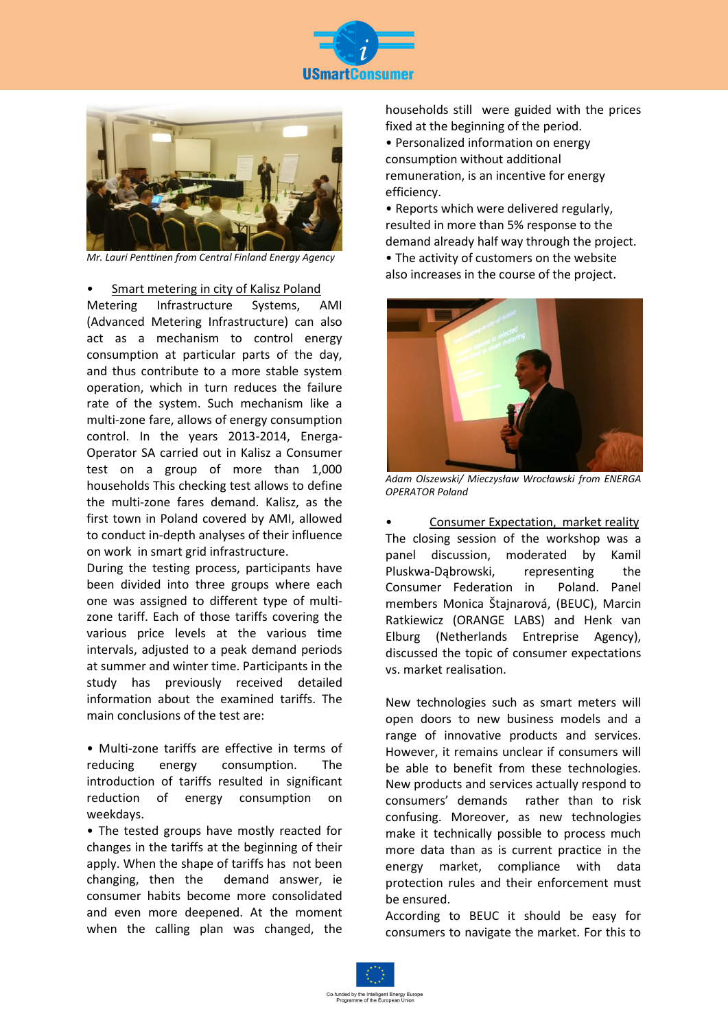*Mr. Lauri Penttinen from Central Finland Energy Agency*

- Smart metering in city of Kalisz Poland

Metering Infrastructure Systems, AMI (Advanced Metering Infrastructure) can also act as a mechanism to control energy consumption at particular parts of the day, and thus contribute to a more stable system operation, which in turn reduces the failure rate of the system. Such mechanism like a multi-zone fare, allows of energy consumption control. In the years 2013-2014, Energa-Operator SA carried out in Kalisz a Consumer test on a group of more than 1,000 households This checking test allows to define the multi-zone fares demand. Kalisz, as the first town in Poland covered by AMI, allowed to conduct in-depth analyses of their influence on work in smart grid infrastructure.

During the testing process, participants have been divided into three groups where each one was assigned to different type of multi-zone tariff. Each of those tariffs covering the various price levels at the various time intervals, adjusted to a peak demand periods at summer and winter time. Participants in the study has previously received detailed information about the examined tariffs. The main conclusions of the test are:

- Multi-zone tariffs are effective in terms of reducing energy consumption. The introduction of tariffs resulted in significant reduction of energy consumption on weekdays.
- The tested groups have mostly reacted for changes in the tariffs at the beginning of their apply. When the shape of tariffs has not been changing, then the demand answer, ie consumer habits become more consolidated and even more deepened. At the moment when the calling plan was changed, the households still were guided with the prices fixed at the beginning of the period.
- Personalized information on energy consumption without additional remuneration, is an incentive for energy efficiency.
- Reports which were delivered regularly, resulted in more than 5% response to the demand already half way through the project.
- The activity of customers on the website also increases in the course of the project.

*Adam Olszewski/ Mieczysław Wrocławski from ENERGA OPERATOR Poland*

- Consumer Expectation, market reality

The closing session of the workshop was a panel discussion, moderated by Kamil Pluskwa-Dąbrowski, representing the Consumer Federation in Poland. Panel members Monica Štajnarová, (BEUC), Marcin Ratkiewicz (ORANGE LABS) and Henk van Elburg (Netherlands Entreprise Agency), discussed the topic of consumer expectations vs. market realisation.

New technologies such as smart meters will open doors to new business models and a range of innovative products and services. However, it remains unclear if consumers will be able to benefit from these technologies. New products and services actually respond to consumers' demands rather than to risk confusing. Moreover, as new technologies make it technically possible to process much more data than as is current practice in the energy market, compliance with data protection rules and their enforcement must be ensured.

According to BEUC it should be easy for consumers to navigate the market. For this to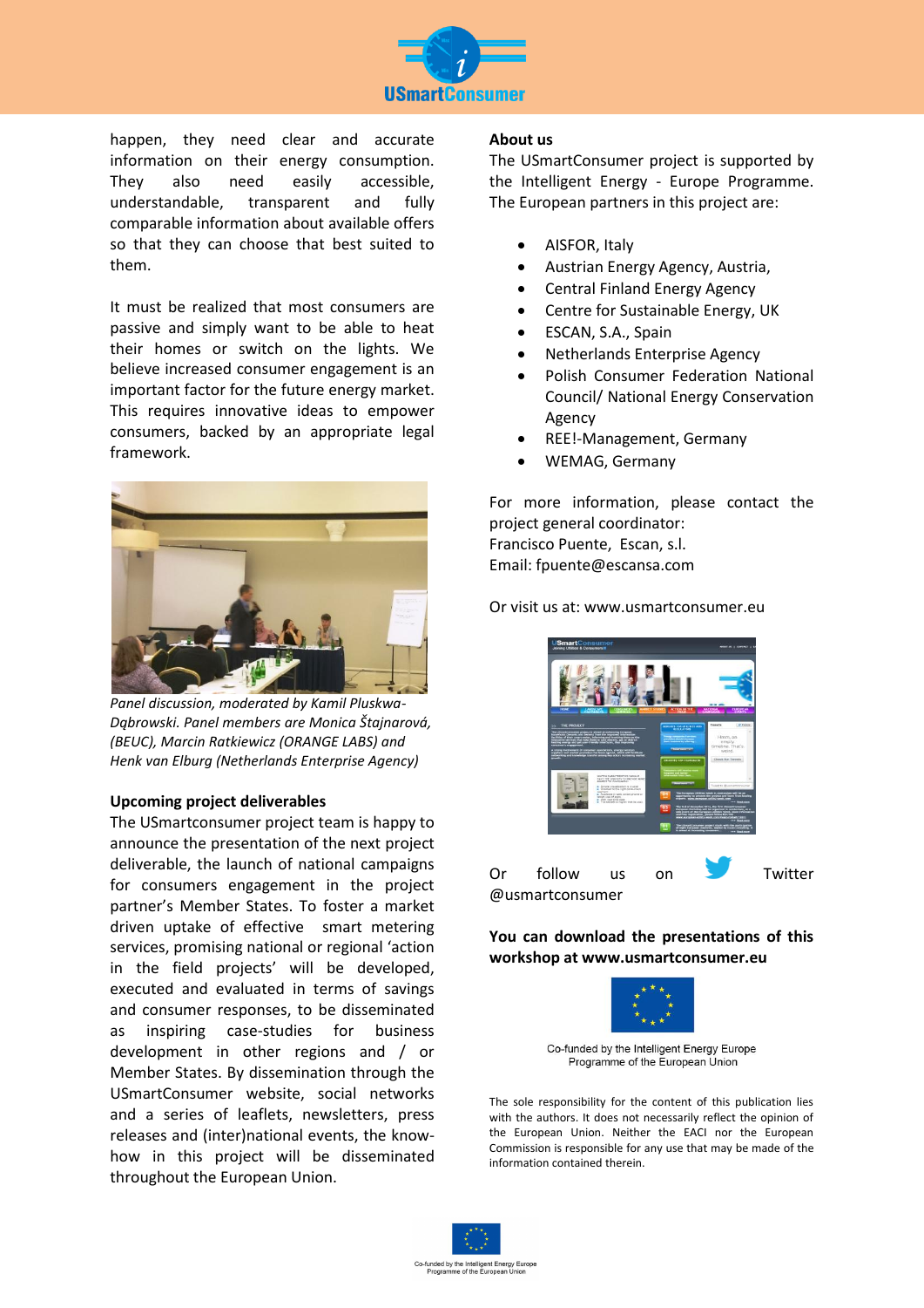happen, they need clear and accurate information on their energy consumption. They also need easily accessible, understandable, transparent and fully comparable information about available offers so that they can choose that best suited to them.

It must be realized that most consumers are passive and simply want to be able to heat their homes or switch on the lights. We believe increased consumer engagement is an important factor for the future energy market. This requires innovative ideas to empower consumers, backed by an appropriate legal framework.

*Panel discussion, moderated by Kamil Pluskwa-Dąbrowski. Panel members are Monica Štajnarová, (BEUC), Marcin Ratkiewicz (ORANGE LABS) and Henk van Elburg (Netherlands Enterprise Agency)*

**Upcoming project deliverables**

The USmartconsumer project team is happy to announce the presentation of the next project deliverable, the launch of national campaigns for consumers engagement in the project partner's Member States. To foster a market driven uptake of effective smart metering services, promising national or regional 'action in the field projects' will be developed, executed and evaluated in terms of savings and consumer responses, to be disseminated as inspiring case-studies for business development in other regions and / or Member States. By dissemination through the USmartConsumer website, social networks and a series of leaflets, newsletters, press releases and (inter)national events, the know-how in this project will be disseminated throughout the European Union.

**About us**

The USmartConsumer project is supported by the Intelligent Energy - Europe Programme. The European partners in this project are:

- AISFOR, Italy
- Austrian Energy Agency, Austria,
- Central Finland Energy Agency
- Centre for Sustainable Energy, UK
- ESCAN, S.A., Spain
- Netherlands Enterprise Agency
- Polish Consumer Federation National Council/ National Energy Conservation Agency
- REE!-Management, Germany
- WEMAG, Germany

For more information, please contact the project general coordinator:
Francisco Puente, Escan, s.l.
Email: fpuente@escansa.com

Or visit us at: www.usmartconsumer.eu

Or follow us on Twitter @usmartconsumer

**You can download the presentations of this workshop at www.usmartconsumer.eu**

Co-funded by the Intelligent Energy Europe Programme of the European Union

The sole responsibility for the content of this publication lies with the authors. It does not necessarily reflect the opinion of the European Union. Neither the EACI nor the European Commission is responsible for any use that may be made of the information contained therein.